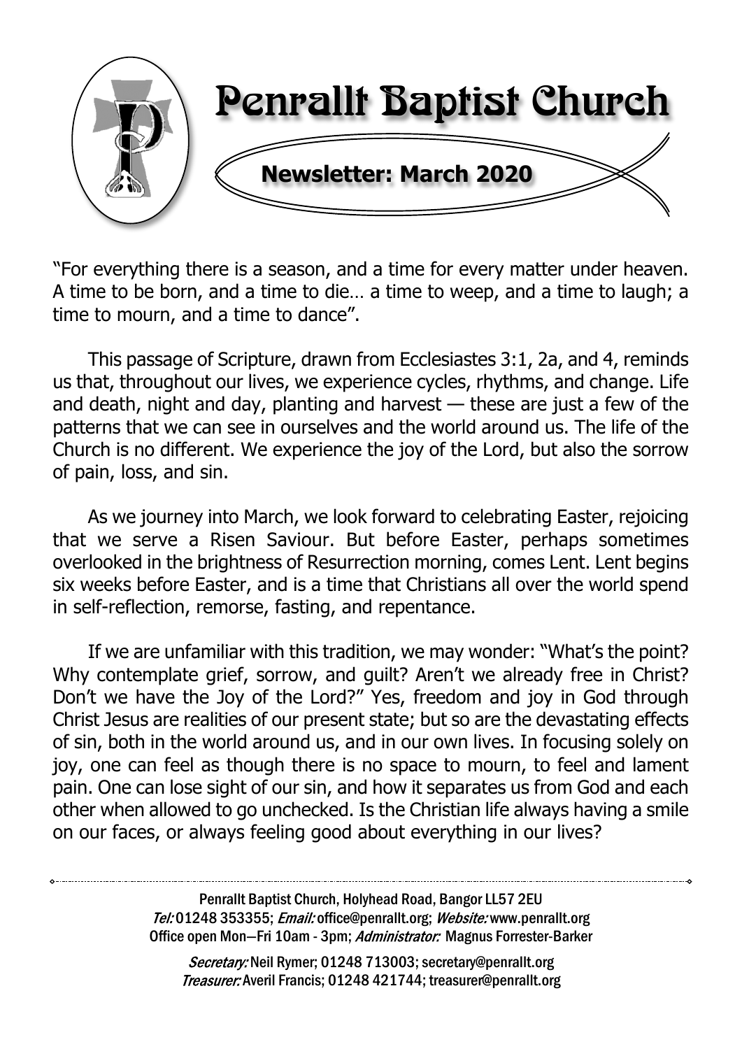# Penrallt Baptist Church

## Newsletter: March 2020

"For everything there is a season, and a time for every matter under heaven. A time to be born, and a time to die… a time to weep, and a time to laugh; a time to mourn, and a time to dance".

This passage of Scripture, drawn from Ecclesiastes 3:1, 2a, and 4, reminds us that, throughout our lives, we experience cycles, rhythms, and change. Life and death, night and day, planting and harvest — these are just a few of the patterns that we can see in ourselves and the world around us. The life of the Church is no different. We experience the joy of the Lord, but also the sorrow of pain, loss, and sin.

As we journey into March, we look forward to celebrating Easter, rejoicing that we serve a Risen Saviour. But before Easter, perhaps sometimes overlooked in the brightness of Resurrection morning, comes Lent. Lent begins six weeks before Easter, and is a time that Christians all over the world spend in self-reflection, remorse, fasting, and repentance.

If we are unfamiliar with this tradition, we may wonder: "What's the point? Why contemplate grief, sorrow, and guilt? Aren't we already free in Christ? Don't we have the Joy of the Lord?" Yes, freedom and joy in God through Christ Jesus are realities of our present state; but so are the devastating effects of sin, both in the world around us, and in our own lives. In focusing solely on joy, one can feel as though there is no space to mourn, to feel and lament pain. One can lose sight of our sin, and how it separates us from God and each other when allowed to go unchecked. Is the Christian life always having a smile on our faces, or always feeling good about everything in our lives?

---

Penrallt Baptist Church, Holyhead Road, Bangor LL57 2EU
*Tel:* 01248 353355; *Email:* office@penrallt.org; *Website:* www.penrallt.org
Office open Mon—Fri 10am - 3pm; *Administrator:* Magnus Forrester-Barker

*Secretary:* Neil Rymer; 01248 713003; secretary@penrallt.org
*Treasurer:* Averil Francis; 01248 421744; treasurer@penrallt.org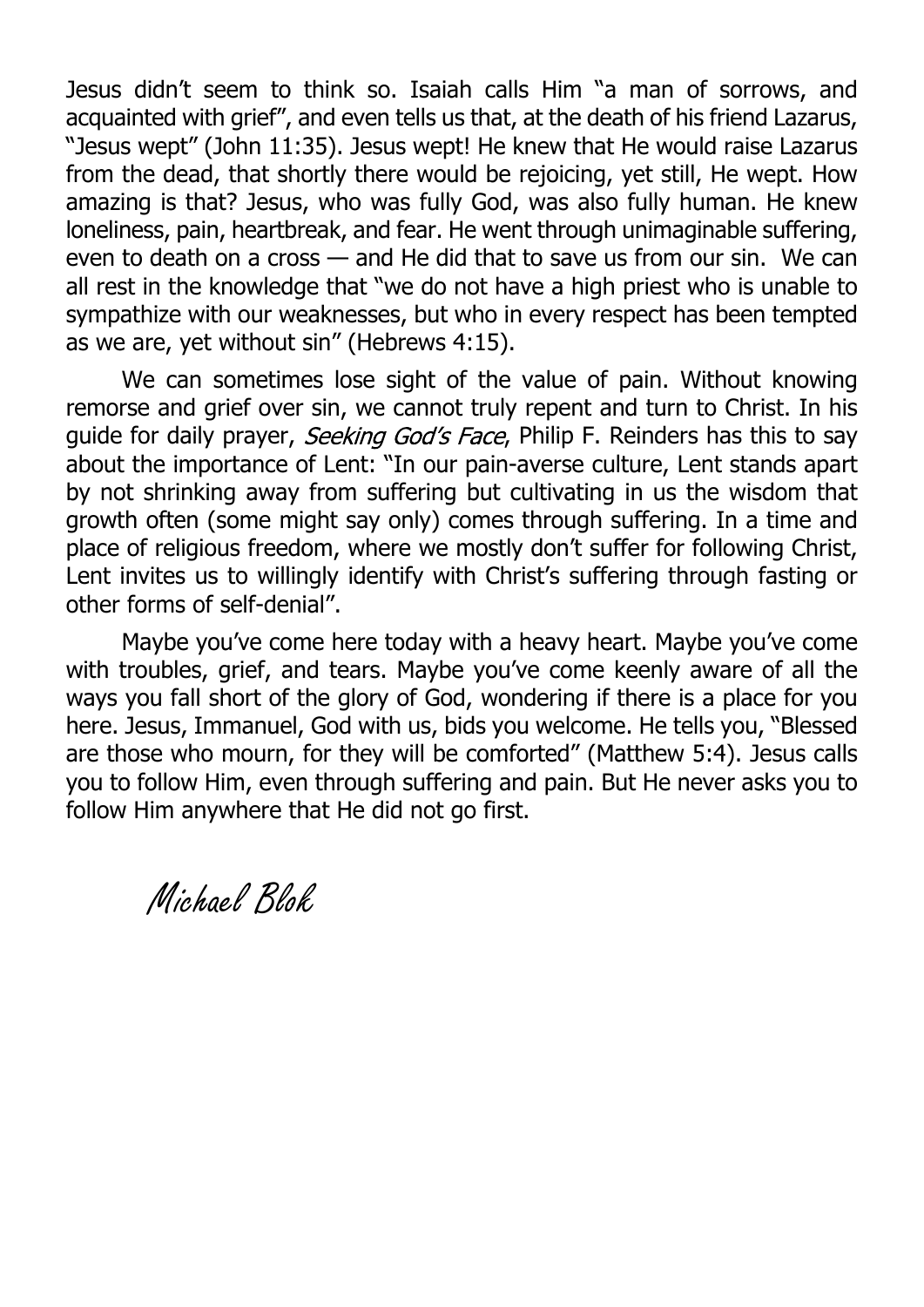Jesus didn't seem to think so. Isaiah calls Him "a man of sorrows, and acquainted with grief", and even tells us that, at the death of his friend Lazarus, "Jesus wept" (John 11:35). Jesus wept! He knew that He would raise Lazarus from the dead, that shortly there would be rejoicing, yet still, He wept. How amazing is that? Jesus, who was fully God, was also fully human. He knew loneliness, pain, heartbreak, and fear. He went through unimaginable suffering, even to death on a cross — and He did that to save us from our sin. We can all rest in the knowledge that "we do not have a high priest who is unable to sympathize with our weaknesses, but who in every respect has been tempted as we are, yet without sin" (Hebrews 4:15).

We can sometimes lose sight of the value of pain. Without knowing remorse and grief over sin, we cannot truly repent and turn to Christ. In his guide for daily prayer, *Seeking God's Face*, Philip F. Reinders has this to say about the importance of Lent: "In our pain-averse culture, Lent stands apart by not shrinking away from suffering but cultivating in us the wisdom that growth often (some might say only) comes through suffering. In a time and place of religious freedom, where we mostly don't suffer for following Christ, Lent invites us to willingly identify with Christ's suffering through fasting or other forms of self-denial".

Maybe you've come here today with a heavy heart. Maybe you've come with troubles, grief, and tears. Maybe you've come keenly aware of all the ways you fall short of the glory of God, wondering if there is a place for you here. Jesus, Immanuel, God with us, bids you welcome. He tells you, "Blessed are those who mourn, for they will be comforted" (Matthew 5:4). Jesus calls you to follow Him, even through suffering and pain. But He never asks you to follow Him anywhere that He did not go first.

*Michael Blok*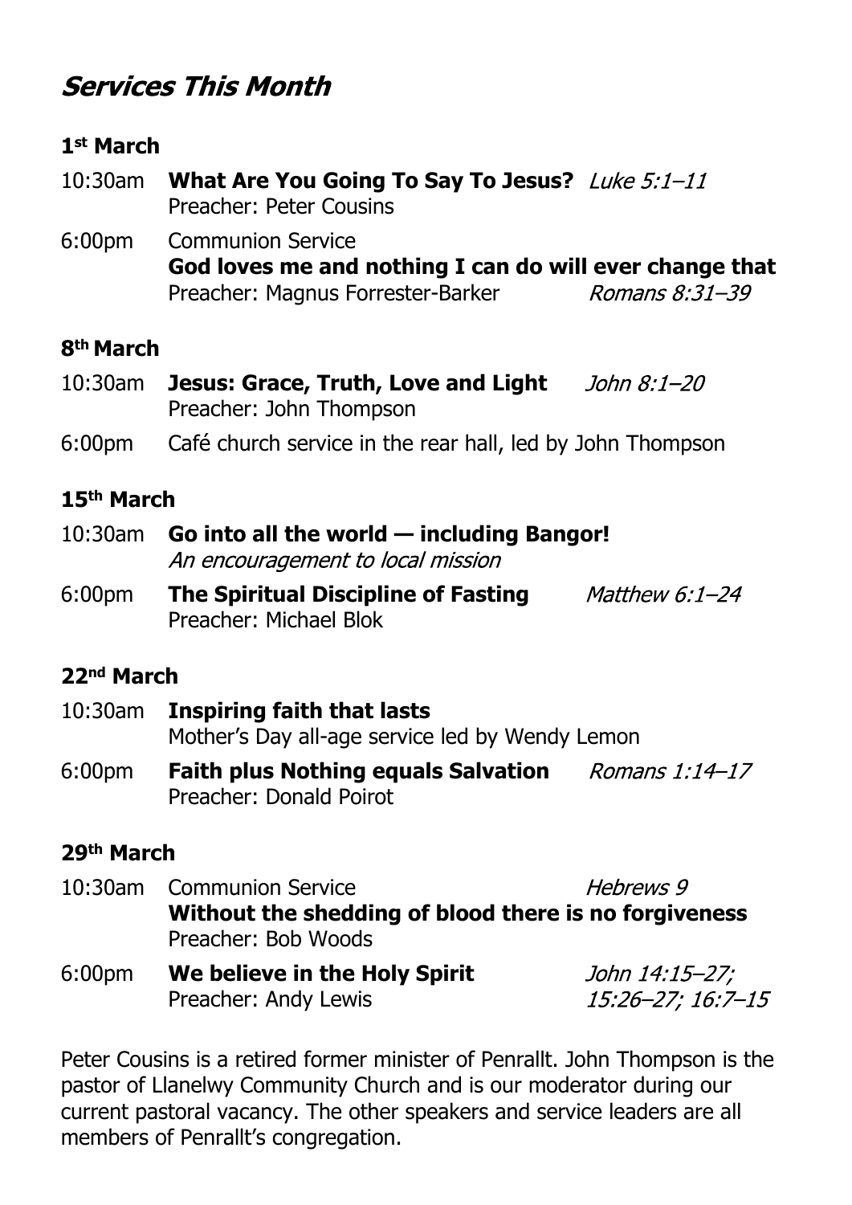## *Services This Month*

### 1st March

10:30am **What Are You Going To Say To Jesus?** *Luke 5:1–11*
Preacher: Peter Cousins

6:00pm Communion Service
**God loves me and nothing I can do will ever change that**
Preacher: Magnus Forrester-Barker *Romans 8:31–39*

### 8th March

10:30am **Jesus: Grace, Truth, Love and Light** *John 8:1–20*
Preacher: John Thompson

6:00pm Café church service in the rear hall, led by John Thompson

### 15th March

10:30am **Go into all the world — including Bangor!**
*An encouragement to local mission*

6:00pm **The Spiritual Discipline of Fasting** *Matthew 6:1–24*
Preacher: Michael Blok

### 22nd March

10:30am **Inspiring faith that lasts**
Mother's Day all-age service led by Wendy Lemon

6:00pm **Faith plus Nothing equals Salvation** *Romans 1:14–17*
Preacher: Donald Poirot

### 29th March

10:30am Communion Service *Hebrews 9*
**Without the shedding of blood there is no forgiveness**
Preacher: Bob Woods

6:00pm **We believe in the Holy Spirit** *John 14:15–27; 15:26–27; 16:7–15*
Preacher: Andy Lewis

Peter Cousins is a retired former minister of Penrallt. John Thompson is the pastor of Llanelwy Community Church and is our moderator during our current pastoral vacancy. The other speakers and service leaders are all members of Penrallt's congregation.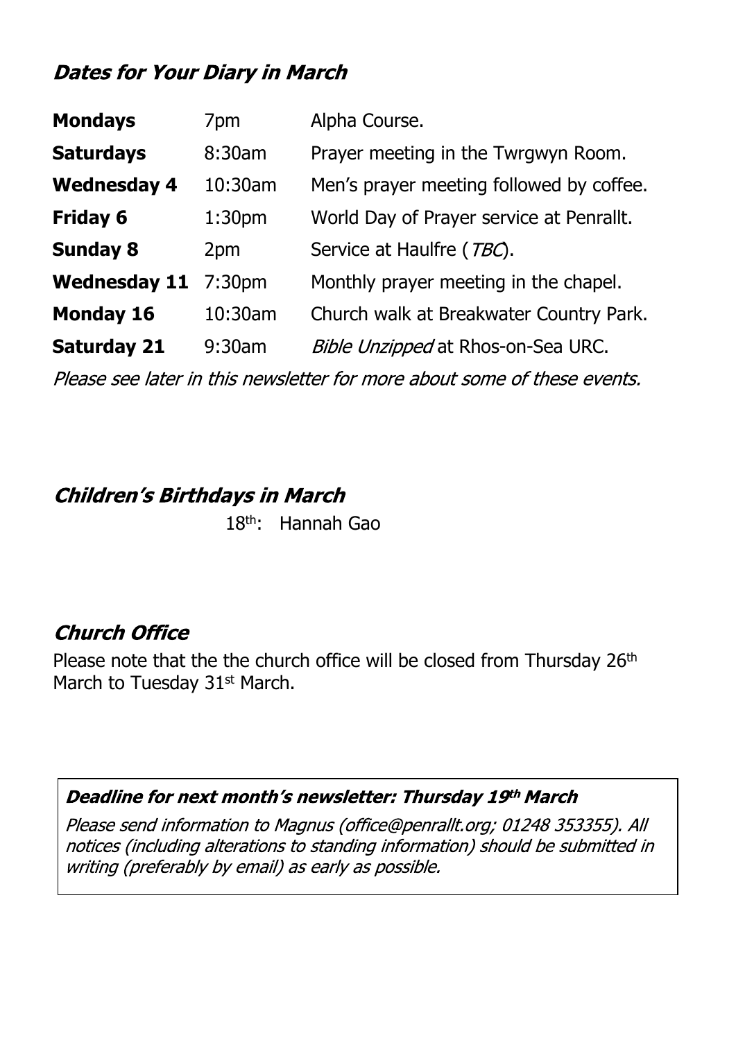## *Dates for Your Diary in March*

| | | |
|---|---|---|
| **Mondays** | 7pm | Alpha Course. |
| **Saturdays** | 8:30am | Prayer meeting in the Twrgwyn Room. |
| **Wednesday 4** | 10:30am | Men's prayer meeting followed by coffee. |
| **Friday 6** | 1:30pm | World Day of Prayer service at Penrallt. |
| **Sunday 8** | 2pm | Service at Haulfre (*TBC*). |
| **Wednesday 11** | 7:30pm | Monthly prayer meeting in the chapel. |
| **Monday 16** | 10:30am | Church walk at Breakwater Country Park. |
| **Saturday 21** | 9:30am | *Bible Unzipped* at Rhos-on-Sea URC. |

*Please see later in this newsletter for more about some of these events.*

## *Children's Birthdays in March*

18th: Hannah Gao

## *Church Office*

Please note that the the church office will be closed from Thursday 26th March to Tuesday 31st March.

***Deadline for next month's newsletter: Thursday 19th March***

*Please send information to Magnus (office@penrallt.org; 01248 353355). All notices (including alterations to standing information) should be submitted in writing (preferably by email) as early as possible.*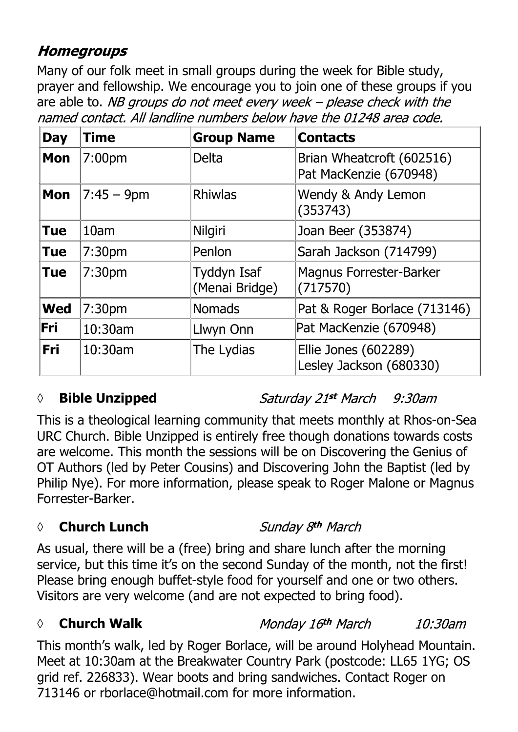## ***Homegroups***

Many of our folk meet in small groups during the week for Bible study, prayer and fellowship. We encourage you to join one of these groups if you are able to. *NB groups do not meet every week – please check with the named contact. All landline numbers below have the 01248 area code.*

| Day | Time | Group Name | Contacts |
|---|---|---|---|
| **Mon** | 7:00pm | Delta | Brian Wheatcroft (602516)<br>Pat MacKenzie (670948) |
| **Mon** | 7:45 – 9pm | Rhiwlas | Wendy & Andy Lemon (353743) |
| **Tue** | 10am | Nilgiri | Joan Beer (353874) |
| **Tue** | 7:30pm | Penlon | Sarah Jackson (714799) |
| **Tue** | 7:30pm | Tyddyn Isaf (Menai Bridge) | Magnus Forrester-Barker (717570) |
| **Wed** | 7:30pm | Nomads | Pat & Roger Borlace (713146) |
| **Fri** | 10:30am | Llwyn Onn | Pat MacKenzie (670948) |
| **Fri** | 10:30am | The Lydias | Ellie Jones (602289)<br>Lesley Jackson (680330) |

◊ **Bible Unzipped** *Saturday 21st March 9:30am*

This is a theological learning community that meets monthly at Rhos-on-Sea URC Church. Bible Unzipped is entirely free though donations towards costs are welcome. This month the sessions will be on Discovering the Genius of OT Authors (led by Peter Cousins) and Discovering John the Baptist (led by Philip Nye). For more information, please speak to Roger Malone or Magnus Forrester-Barker.

◊ **Church Lunch** *Sunday 8th March*

As usual, there will be a (free) bring and share lunch after the morning service, but this time it's on the second Sunday of the month, not the first! Please bring enough buffet-style food for yourself and one or two others. Visitors are very welcome (and are not expected to bring food).

◊ **Church Walk** *Monday 16th March 10:30am*

This month's walk, led by Roger Borlace, will be around Holyhead Mountain. Meet at 10:30am at the Breakwater Country Park (postcode: LL65 1YG; OS grid ref. 226833). Wear boots and bring sandwiches. Contact Roger on 713146 or rborlace@hotmail.com for more information.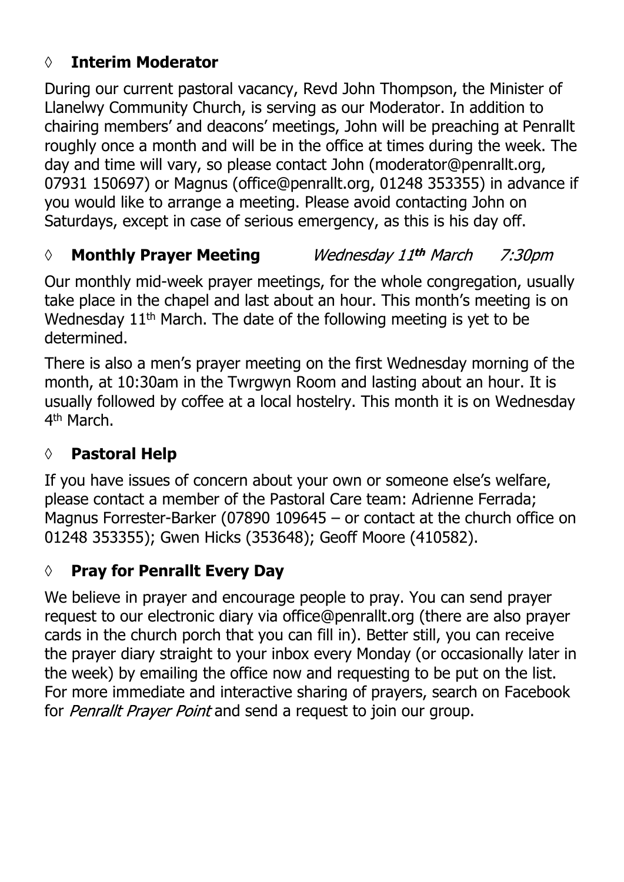## ◊ **Interim Moderator**

During our current pastoral vacancy, Revd John Thompson, the Minister of Llanelwy Community Church, is serving as our Moderator. In addition to chairing members' and deacons' meetings, John will be preaching at Penrallt roughly once a month and will be in the office at times during the week. The day and time will vary, so please contact John (moderator@penrallt.org, 07931 150697) or Magnus (office@penrallt.org, 01248 353355) in advance if you would like to arrange a meeting. Please avoid contacting John on Saturdays, except in case of serious emergency, as this is his day off.

## ◊ **Monthly Prayer Meeting** *Wednesday 11th March 7:30pm*

Our monthly mid-week prayer meetings, for the whole congregation, usually take place in the chapel and last about an hour. This month's meeting is on Wednesday 11th March. The date of the following meeting is yet to be determined.

There is also a men's prayer meeting on the first Wednesday morning of the month, at 10:30am in the Twrgwyn Room and lasting about an hour. It is usually followed by coffee at a local hostelry. This month it is on Wednesday 4th March.

## ◊ **Pastoral Help**

If you have issues of concern about your own or someone else's welfare, please contact a member of the Pastoral Care team: Adrienne Ferrada; Magnus Forrester-Barker (07890 109645 – or contact at the church office on 01248 353355); Gwen Hicks (353648); Geoff Moore (410582).

## ◊ **Pray for Penrallt Every Day**

We believe in prayer and encourage people to pray. You can send prayer request to our electronic diary via office@penrallt.org (there are also prayer cards in the church porch that you can fill in). Better still, you can receive the prayer diary straight to your inbox every Monday (or occasionally later in the week) by emailing the office now and requesting to be put on the list. For more immediate and interactive sharing of prayers, search on Facebook for *Penrallt Prayer Point* and send a request to join our group.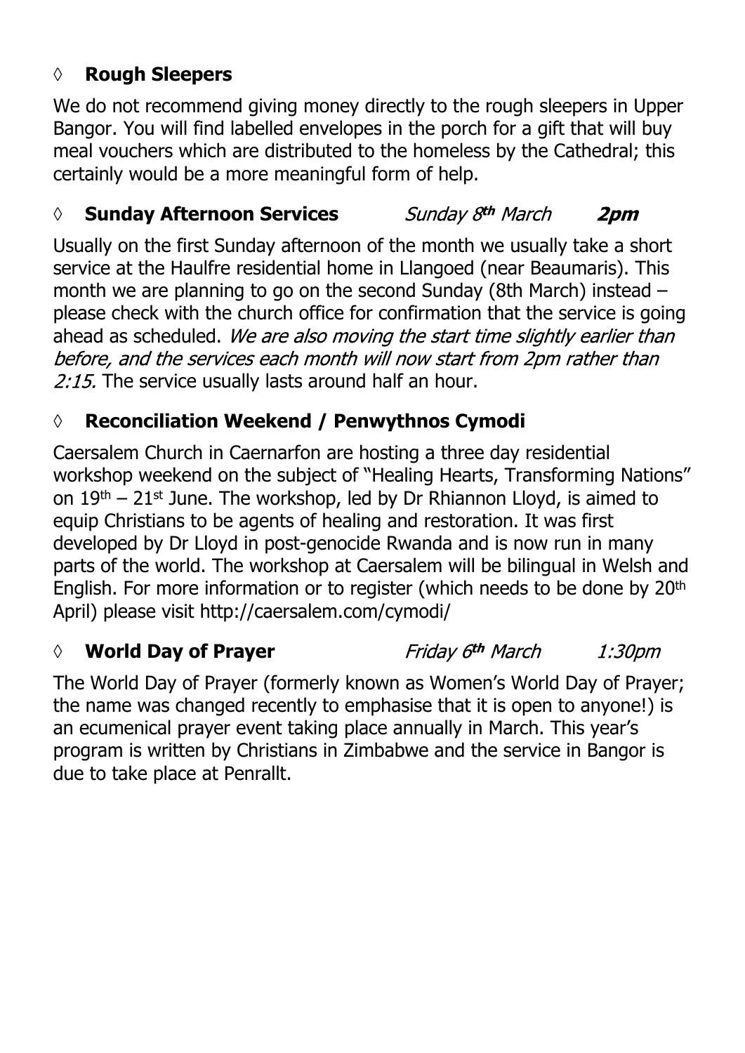## ◊ Rough Sleepers

We do not recommend giving money directly to the rough sleepers in Upper Bangor. You will find labelled envelopes in the porch for a gift that will buy meal vouchers which are distributed to the homeless by the Cathedral; this certainly would be a more meaningful form of help.

## ◊ Sunday Afternoon Services *Sunday 8th March* ***2pm***

Usually on the first Sunday afternoon of the month we usually take a short service at the Haulfre residential home in Llangoed (near Beaumaris). This month we are planning to go on the second Sunday (8th March) instead – please check with the church office for confirmation that the service is going ahead as scheduled. *We are also moving the start time slightly earlier than before, and the services each month will now start from 2pm rather than 2:15.* The service usually lasts around half an hour.

## ◊ Reconciliation Weekend / Penwythnos Cymodi

Caersalem Church in Caernarfon are hosting a three day residential workshop weekend on the subject of "Healing Hearts, Transforming Nations" on 19th – 21st June. The workshop, led by Dr Rhiannon Lloyd, is aimed to equip Christians to be agents of healing and restoration. It was first developed by Dr Lloyd in post-genocide Rwanda and is now run in many parts of the world. The workshop at Caersalem will be bilingual in Welsh and English. For more information or to register (which needs to be done by 20th April) please visit http://caersalem.com/cymodi/

## ◊ World Day of Prayer *Friday 6th March* *1:30pm*

The World Day of Prayer (formerly known as Women's World Day of Prayer; the name was changed recently to emphasise that it is open to anyone!) is an ecumenical prayer event taking place annually in March. This year's program is written by Christians in Zimbabwe and the service in Bangor is due to take place at Penrallt.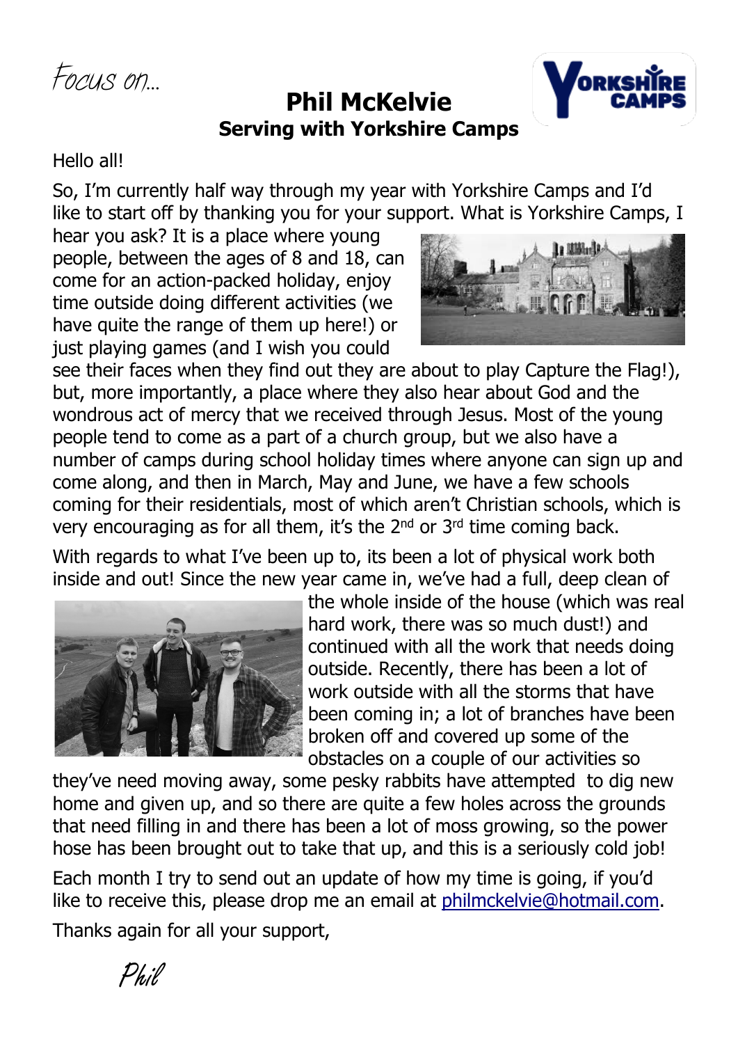*Focus on...*

# Phil McKelvie

## Serving with Yorkshire Camps

Hello all!

So, I'm currently half way through my year with Yorkshire Camps and I'd like to start off by thanking you for your support. What is Yorkshire Camps, I hear you ask? It is a place where young people, between the ages of 8 and 18, can come for an action-packed holiday, enjoy time outside doing different activities (we have quite the range of them up here!) or just playing games (and I wish you could see their faces when they find out they are about to play Capture the Flag!), but, more importantly, a place where they also hear about God and the wondrous act of mercy that we received through Jesus. Most of the young people tend to come as a part of a church group, but we also have a number of camps during school holiday times where anyone can sign up and come along, and then in March, May and June, we have a few schools coming for their residentials, most of which aren't Christian schools, which is very encouraging as for all them, it's the 2nd or 3rd time coming back.

With regards to what I've been up to, its been a lot of physical work both inside and out! Since the new year came in, we've had a full, deep clean of the whole inside of the house (which was real hard work, there was so much dust!) and continued with all the work that needs doing outside. Recently, there has been a lot of work outside with all the storms that have been coming in; a lot of branches have been broken off and covered up some of the obstacles on a couple of our activities so they've need moving away, some pesky rabbits have attempted to dig new home and given up, and so there are quite a few holes across the grounds that need filling in and there has been a lot of moss growing, so the power hose has been brought out to take that up, and this is a seriously cold job!

Each month I try to send out an update of how my time is going, if you'd like to receive this, please drop me an email at philmckelvie@hotmail.com.

Thanks again for all your support,

*Phil*